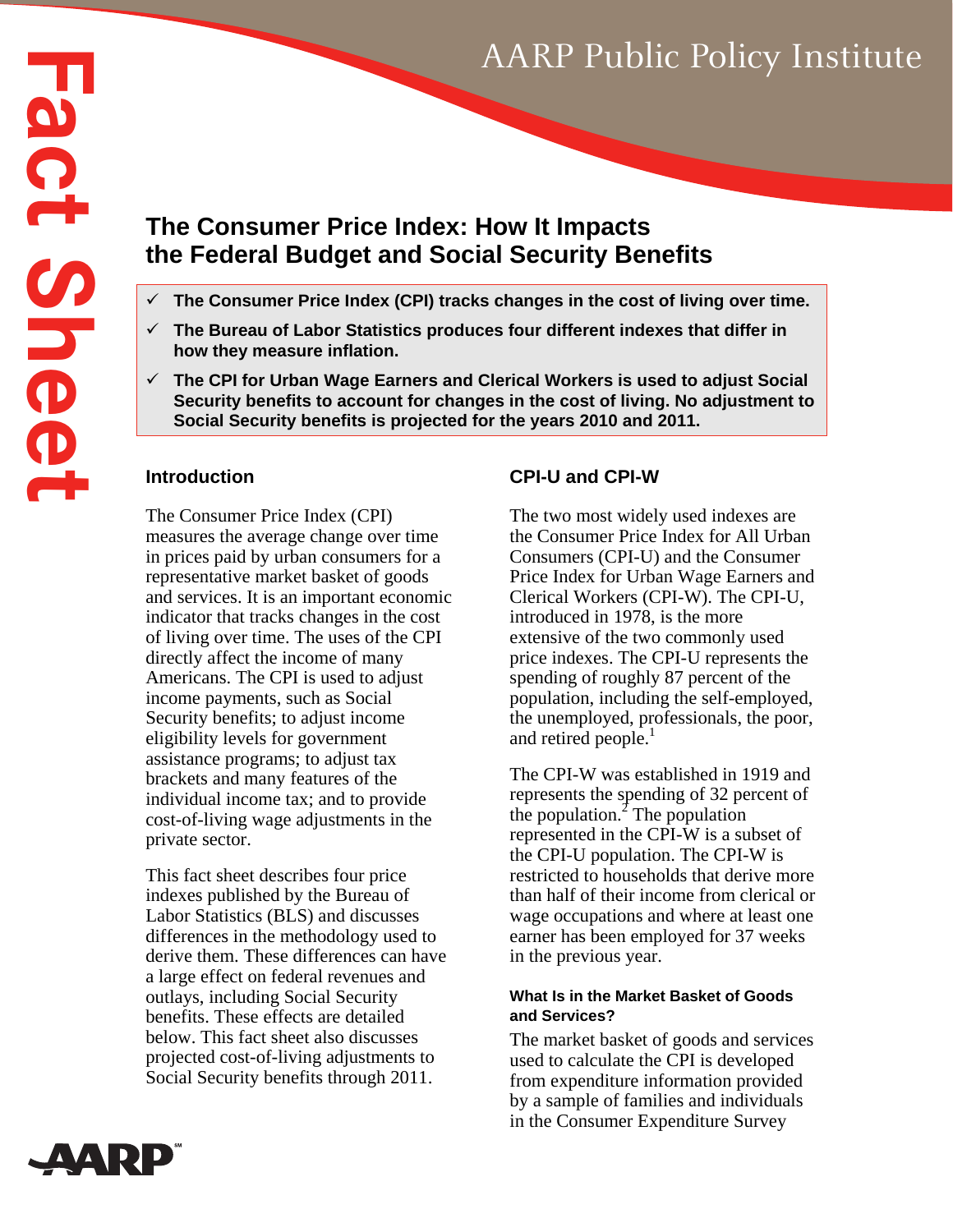Fact Sheet

AARP Public Policy Institute

# The Consumer Price Index: How It Impacts the Federal Budget and Social Security Benefits

- ✓ **The Consumer Price Index (CPI) tracks changes in the cost of living over time.**
- ✓ **The Bureau of Labor Statistics produces four different indexes that differ in how they measure inflation.**
- ✓ **The CPI for Urban Wage Earners and Clerical Workers is used to adjust Social Security benefits to account for changes in the cost of living. No adjustment to Social Security benefits is projected for the years 2010 and 2011.**

## Introduction

The Consumer Price Index (CPI) measures the average change over time in prices paid by urban consumers for a representative market basket of goods and services. It is an important economic indicator that tracks changes in the cost of living over time. The uses of the CPI directly affect the income of many Americans. The CPI is used to adjust income payments, such as Social Security benefits; to adjust income eligibility levels for government assistance programs; to adjust tax brackets and many features of the individual income tax; and to provide cost-of-living wage adjustments in the private sector.

This fact sheet describes four price indexes published by the Bureau of Labor Statistics (BLS) and discusses differences in the methodology used to derive them. These differences can have a large effect on federal revenues and outlays, including Social Security benefits. These effects are detailed below. This fact sheet also discusses projected cost-of-living adjustments to Social Security benefits through 2011.

## CPI-U and CPI-W

The two most widely used indexes are the Consumer Price Index for All Urban Consumers (CPI-U) and the Consumer Price Index for Urban Wage Earners and Clerical Workers (CPI-W). The CPI-U, introduced in 1978, is the more extensive of the two commonly used price indexes. The CPI-U represents the spending of roughly 87 percent of the population, including the self-employed, the unemployed, professionals, the poor, and retired people.[1]

The CPI-W was established in 1919 and represents the spending of 32 percent of the population.[2] The population represented in the CPI-W is a subset of the CPI-U population. The CPI-W is restricted to households that derive more than half of their income from clerical or wage occupations and where at least one earner has been employed for 37 weeks in the previous year.

### What Is in the Market Basket of Goods and Services?

The market basket of goods and services used to calculate the CPI is developed from expenditure information provided by a sample of families and individuals in the Consumer Expenditure Survey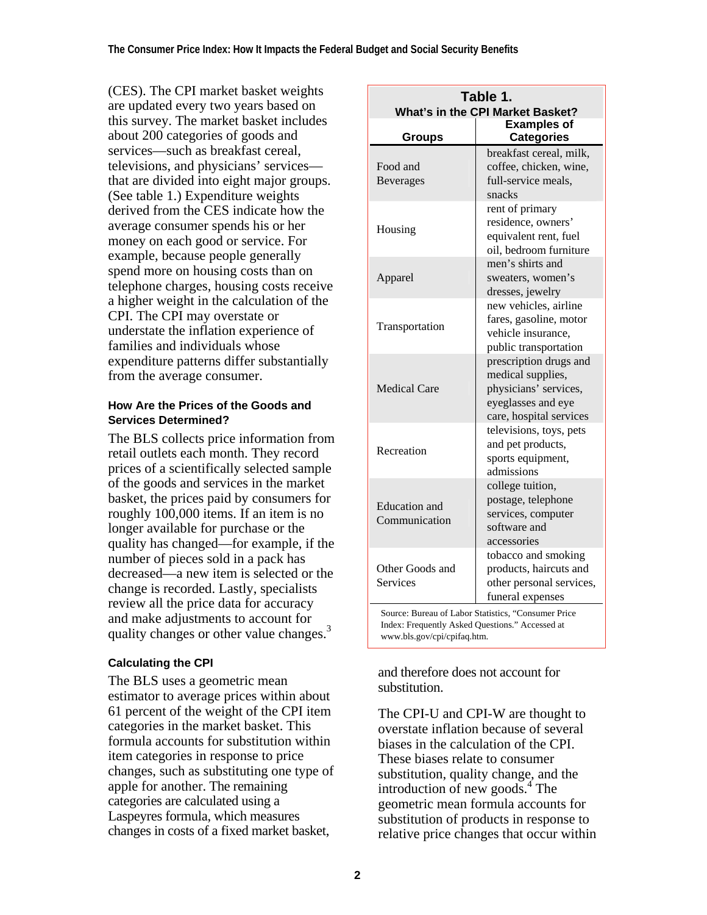(CES). The CPI market basket weights are updated every two years based on this survey. The market basket includes about 200 categories of goods and services—such as breakfast cereal, televisions, and physicians' services—that are divided into eight major groups. (See table 1.) Expenditure weights derived from the CES indicate how the average consumer spends his or her money on each good or service. For example, because people generally spend more on housing costs than on telephone charges, housing costs receive a higher weight in the calculation of the CPI. The CPI may overstate or understate the inflation experience of families and individuals whose expenditure patterns differ substantially from the average consumer.

**Table 1. What's in the CPI Market Basket?**

| Groups | Examples of Categories |
|---|---|
| Food and Beverages | breakfast cereal, milk, coffee, chicken, wine, full-service meals, snacks |
| Housing | rent of primary residence, owners' equivalent rent, fuel oil, bedroom furniture |
| Apparel | men's shirts and sweaters, women's dresses, jewelry |
| Transportation | new vehicles, airline fares, gasoline, motor vehicle insurance, public transportation |
| Medical Care | prescription drugs and medical supplies, physicians' services, eyeglasses and eye care, hospital services |
| Recreation | televisions, toys, pets and pet products, sports equipment, admissions |
| Education and Communication | college tuition, postage, telephone services, computer software and accessories |
| Other Goods and Services | tobacco and smoking products, haircuts and other personal services, funeral expenses |

Source: Bureau of Labor Statistics, "Consumer Price Index: Frequently Asked Questions." Accessed at www.bls.gov/cpi/cpifaq.htm.

### How Are the Prices of the Goods and Services Determined?

The BLS collects price information from retail outlets each month. They record prices of a scientifically selected sample of the goods and services in the market basket, the prices paid by consumers for roughly 100,000 items. If an item is no longer available for purchase or the quality has changed—for example, if the number of pieces sold in a pack has decreased—a new item is selected or the change is recorded. Lastly, specialists review all the price data for accuracy and make adjustments to account for quality changes or other value changes.[3]

### Calculating the CPI

The BLS uses a geometric mean estimator to average prices within about 61 percent of the weight of the CPI item categories in the market basket. This formula accounts for substitution within item categories in response to price changes, such as substituting one type of apple for another. The remaining categories are calculated using a Laspeyres formula, which measures changes in costs of a fixed market basket, and therefore does not account for substitution.

The CPI-U and CPI-W are thought to overstate inflation because of several biases in the calculation of the CPI. These biases relate to consumer substitution, quality change, and the introduction of new goods.[4] The geometric mean formula accounts for substitution of products in response to relative price changes that occur within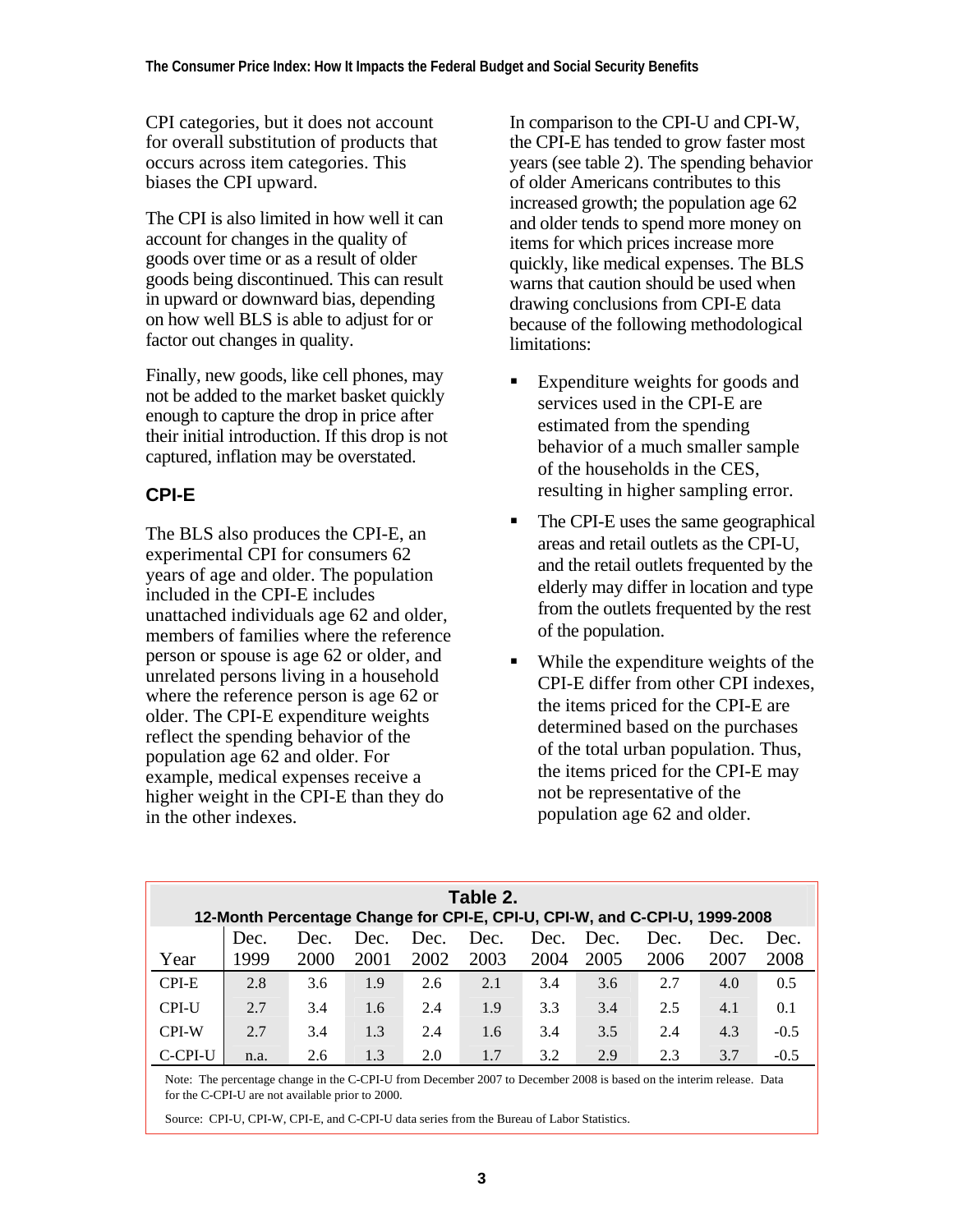CPI categories, but it does not account for overall substitution of products that occurs across item categories. This biases the CPI upward.

The CPI is also limited in how well it can account for changes in the quality of goods over time or as a result of older goods being discontinued. This can result in upward or downward bias, depending on how well BLS is able to adjust for or factor out changes in quality.

Finally, new goods, like cell phones, may not be added to the market basket quickly enough to capture the drop in price after their initial introduction. If this drop is not captured, inflation may be overstated.

### CPI-E

The BLS also produces the CPI-E, an experimental CPI for consumers 62 years of age and older. The population included in the CPI-E includes unattached individuals age 62 and older, members of families where the reference person or spouse is age 62 or older, and unrelated persons living in a household where the reference person is age 62 or older. The CPI-E expenditure weights reflect the spending behavior of the population age 62 and older. For example, medical expenses receive a higher weight in the CPI-E than they do in the other indexes.

In comparison to the CPI-U and CPI-W, the CPI-E has tended to grow faster most years (see table 2). The spending behavior of older Americans contributes to this increased growth; the population age 62 and older tends to spend more money on items for which prices increase more quickly, like medical expenses. The BLS warns that caution should be used when drawing conclusions from CPI-E data because of the following methodological limitations:

- Expenditure weights for goods and services used in the CPI-E are estimated from the spending behavior of a much smaller sample of the households in the CES, resulting in higher sampling error.
- The CPI-E uses the same geographical areas and retail outlets as the CPI-U, and the retail outlets frequented by the elderly may differ in location and type from the outlets frequented by the rest of the population.
- While the expenditure weights of the CPI-E differ from other CPI indexes, the items priced for the CPI-E are determined based on the purchases of the total urban population. Thus, the items priced for the CPI-E may not be representative of the population age 62 and older.

**Table 2.**
**12-Month Percentage Change for CPI-E, CPI-U, CPI-W, and C-CPI-U, 1999-2008**

| Year | Dec. 1999 | Dec. 2000 | Dec. 2001 | Dec. 2002 | Dec. 2003 | Dec. 2004 | Dec. 2005 | Dec. 2006 | Dec. 2007 | Dec. 2008 |
|---|---|---|---|---|---|---|---|---|---|---|
| CPI-E | 2.8 | 3.6 | 1.9 | 2.6 | 2.1 | 3.4 | 3.6 | 2.7 | 4.0 | 0.5 |
| CPI-U | 2.7 | 3.4 | 1.6 | 2.4 | 1.9 | 3.3 | 3.4 | 2.5 | 4.1 | 0.1 |
| CPI-W | 2.7 | 3.4 | 1.3 | 2.4 | 1.6 | 3.4 | 3.5 | 2.4 | 4.3 | -0.5 |
| C-CPI-U | n.a. | 2.6 | 1.3 | 2.0 | 1.7 | 3.2 | 2.9 | 2.3 | 3.7 | -0.5 |

Note: The percentage change in the C-CPI-U from December 2007 to December 2008 is based on the interim release. Data for the C-CPI-U are not available prior to 2000.

Source: CPI-U, CPI-W, CPI-E, and C-CPI-U data series from the Bureau of Labor Statistics.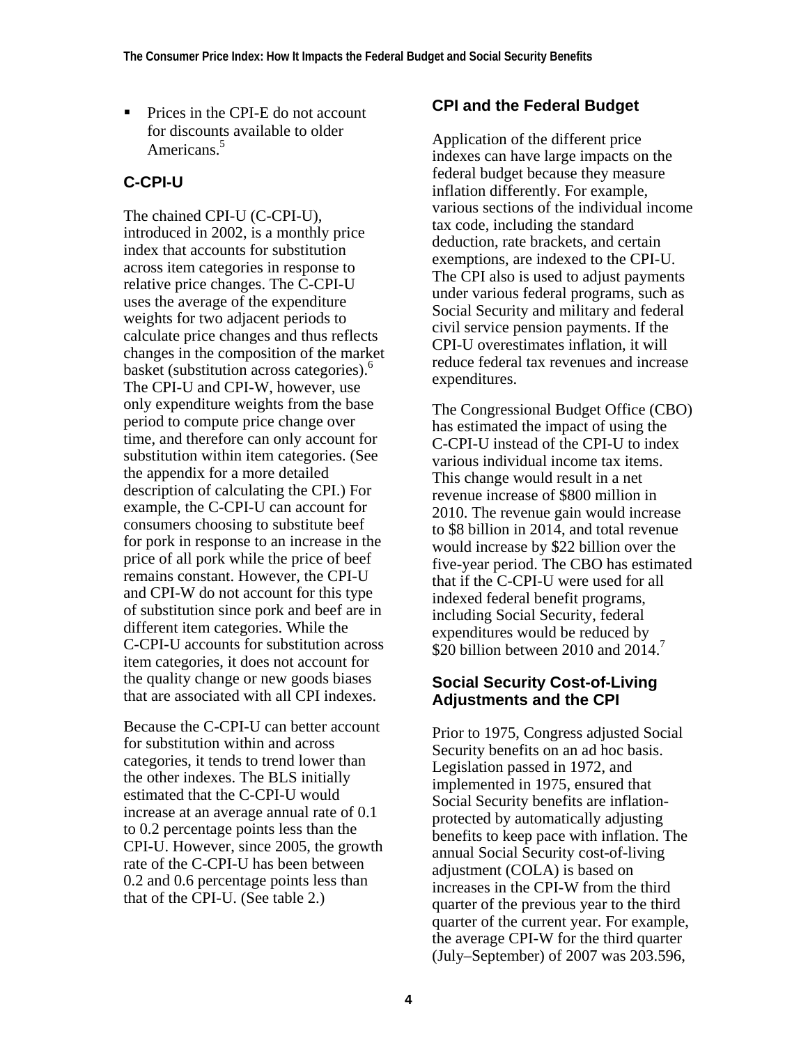- Prices in the CPI-E do not account for discounts available to older Americans.[5]

## C-CPI-U

The chained CPI-U (C-CPI-U), introduced in 2002, is a monthly price index that accounts for substitution across item categories in response to relative price changes. The C-CPI-U uses the average of the expenditure weights for two adjacent periods to calculate price changes and thus reflects changes in the composition of the market basket (substitution across categories).[6] The CPI-U and CPI-W, however, use only expenditure weights from the base period to compute price change over time, and therefore can only account for substitution within item categories. (See the appendix for a more detailed description of calculating the CPI.) For example, the C-CPI-U can account for consumers choosing to substitute beef for pork in response to an increase in the price of all pork while the price of beef remains constant. However, the CPI-U and CPI-W do not account for this type of substitution since pork and beef are in different item categories. While the C-CPI-U accounts for substitution across item categories, it does not account for the quality change or new goods biases that are associated with all CPI indexes.

Because the C-CPI-U can better account for substitution within and across categories, it tends to trend lower than the other indexes. The BLS initially estimated that the C-CPI-U would increase at an average annual rate of 0.1 to 0.2 percentage points less than the CPI-U. However, since 2005, the growth rate of the C-CPI-U has been between 0.2 and 0.6 percentage points less than that of the CPI-U. (See table 2.)

## CPI and the Federal Budget

Application of the different price indexes can have large impacts on the federal budget because they measure inflation differently. For example, various sections of the individual income tax code, including the standard deduction, rate brackets, and certain exemptions, are indexed to the CPI-U. The CPI also is used to adjust payments under various federal programs, such as Social Security and military and federal civil service pension payments. If the CPI-U overestimates inflation, it will reduce federal tax revenues and increase expenditures.

The Congressional Budget Office (CBO) has estimated the impact of using the C-CPI-U instead of the CPI-U to index various individual income tax items. This change would result in a net revenue increase of $800 million in 2010. The revenue gain would increase to $8 billion in 2014, and total revenue would increase by $22 billion over the five-year period. The CBO has estimated that if the C-CPI-U were used for all indexed federal benefit programs, including Social Security, federal expenditures would be reduced by $20 billion between 2010 and 2014.[7]

## Social Security Cost-of-Living Adjustments and the CPI

Prior to 1975, Congress adjusted Social Security benefits on an ad hoc basis. Legislation passed in 1972, and implemented in 1975, ensured that Social Security benefits are inflation-protected by automatically adjusting benefits to keep pace with inflation. The annual Social Security cost-of-living adjustment (COLA) is based on increases in the CPI-W from the third quarter of the previous year to the third quarter of the current year. For example, the average CPI-W for the third quarter (July–September) of 2007 was 203.596,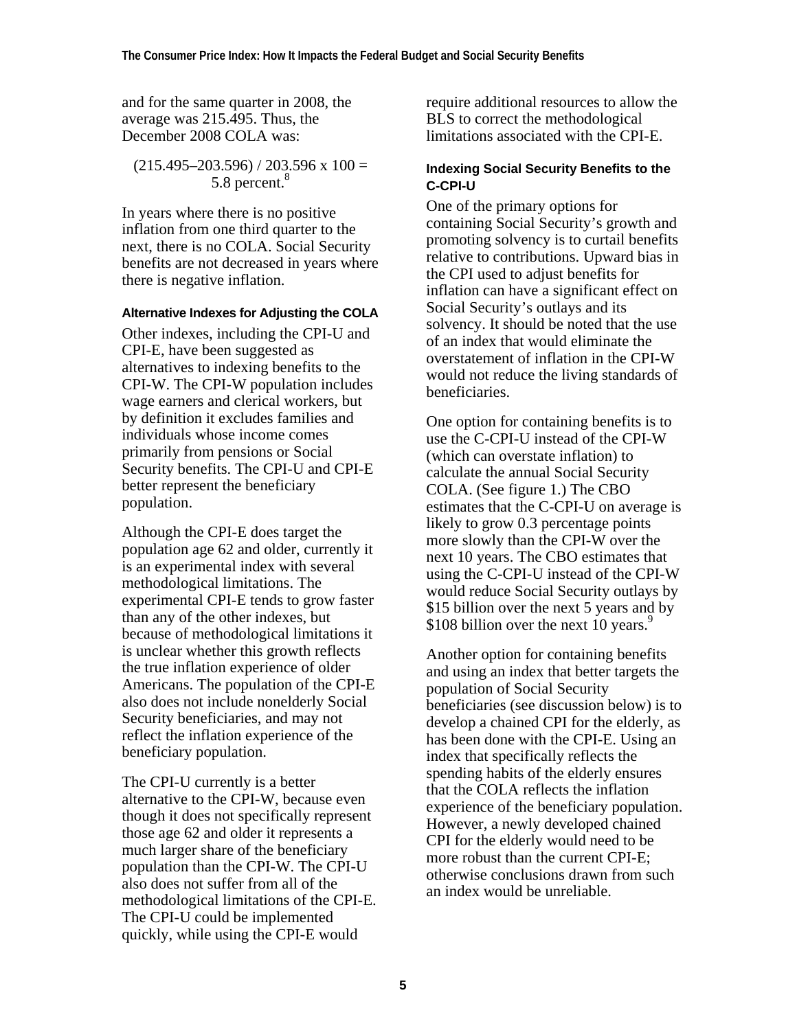and for the same quarter in 2008, the average was 215.495. Thus, the December 2008 COLA was:

$$(215.495 – 203.596) / 203.596 \times 100 = 5.8 \text{ percent.}$$[8]

In years where there is no positive inflation from one third quarter to the next, there is no COLA. Social Security benefits are not decreased in years where there is negative inflation.

### Alternative Indexes for Adjusting the COLA

Other indexes, including the CPI-U and CPI-E, have been suggested as alternatives to indexing benefits to the CPI-W. The CPI-W population includes wage earners and clerical workers, but by definition it excludes families and individuals whose income comes primarily from pensions or Social Security benefits. The CPI-U and CPI-E better represent the beneficiary population.

Although the CPI-E does target the population age 62 and older, currently it is an experimental index with several methodological limitations. The experimental CPI-E tends to grow faster than any of the other indexes, but because of methodological limitations it is unclear whether this growth reflects the true inflation experience of older Americans. The population of the CPI-E also does not include nonelderly Social Security beneficiaries, and may not reflect the inflation experience of the beneficiary population.

The CPI-U currently is a better alternative to the CPI-W, because even though it does not specifically represent those age 62 and older it represents a much larger share of the beneficiary population than the CPI-W. The CPI-U also does not suffer from all of the methodological limitations of the CPI-E. The CPI-U could be implemented quickly, while using the CPI-E would require additional resources to allow the BLS to correct the methodological limitations associated with the CPI-E.

### Indexing Social Security Benefits to the C-CPI-U

One of the primary options for containing Social Security's growth and promoting solvency is to curtail benefits relative to contributions. Upward bias in the CPI used to adjust benefits for inflation can have a significant effect on Social Security's outlays and its solvency. It should be noted that the use of an index that would eliminate the overstatement of inflation in the CPI-W would not reduce the living standards of beneficiaries.

One option for containing benefits is to use the C-CPI-U instead of the CPI-W (which can overstate inflation) to calculate the annual Social Security COLA. (See figure 1.) The CBO estimates that the C-CPI-U on average is likely to grow 0.3 percentage points more slowly than the CPI-W over the next 10 years. The CBO estimates that using the C-CPI-U instead of the CPI-W would reduce Social Security outlays by $15 billion over the next 5 years and by $108 billion over the next 10 years.[9]

Another option for containing benefits and using an index that better targets the population of Social Security beneficiaries (see discussion below) is to develop a chained CPI for the elderly, as has been done with the CPI-E. Using an index that specifically reflects the spending habits of the elderly ensures that the COLA reflects the inflation experience of the beneficiary population. However, a newly developed chained CPI for the elderly would need to be more robust than the current CPI-E; otherwise conclusions drawn from such an index would be unreliable.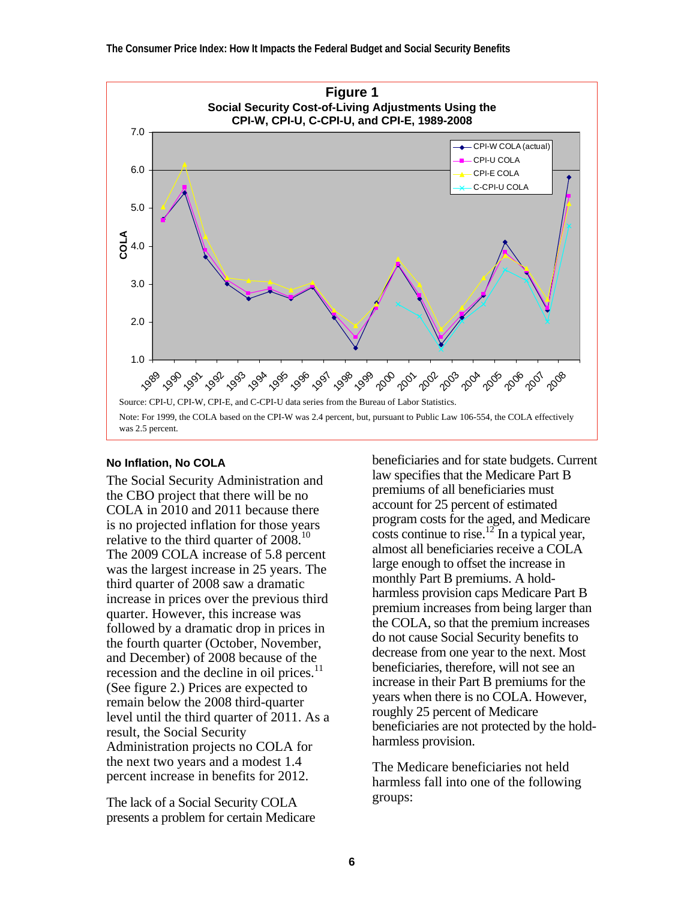**Figure 1**
**Social Security Cost-of-Living Adjustments Using the CPI-W, CPI-U, C-CPI-U, and CPI-E, 1989-2008**

Source: CPI-U, CPI-W, CPI-E, and C-CPI-U data series from the Bureau of Labor Statistics.

Note: For 1999, the COLA based on the CPI-W was 2.4 percent, but, pursuant to Public Law 106-554, the COLA effectively was 2.5 percent.

### No Inflation, No COLA

The Social Security Administration and the CBO project that there will be no COLA in 2010 and 2011 because there is no projected inflation for those years relative to the third quarter of 2008.[10] The 2009 COLA increase of 5.8 percent was the largest increase in 25 years. The third quarter of 2008 saw a dramatic increase in prices over the previous third quarter. However, this increase was followed by a dramatic drop in prices in the fourth quarter (October, November, and December) of 2008 because of the recession and the decline in oil prices.[11] (See figure 2.) Prices are expected to remain below the 2008 third-quarter level until the third quarter of 2011. As a result, the Social Security Administration projects no COLA for the next two years and a modest 1.4 percent increase in benefits for 2012.

The lack of a Social Security COLA presents a problem for certain Medicare beneficiaries and for state budgets. Current law specifies that the Medicare Part B premiums of all beneficiaries must account for 25 percent of estimated program costs for the aged, and Medicare costs continue to rise.[12] In a typical year, almost all beneficiaries receive a COLA large enough to offset the increase in monthly Part B premiums. A hold-harmless provision caps Medicare Part B premium increases from being larger than the COLA, so that the premium increases do not cause Social Security benefits to decrease from one year to the next. Most beneficiaries, therefore, will not see an increase in their Part B premiums for the years when there is no COLA. However, roughly 25 percent of Medicare beneficiaries are not protected by the hold-harmless provision.

The Medicare beneficiaries not held harmless fall into one of the following groups: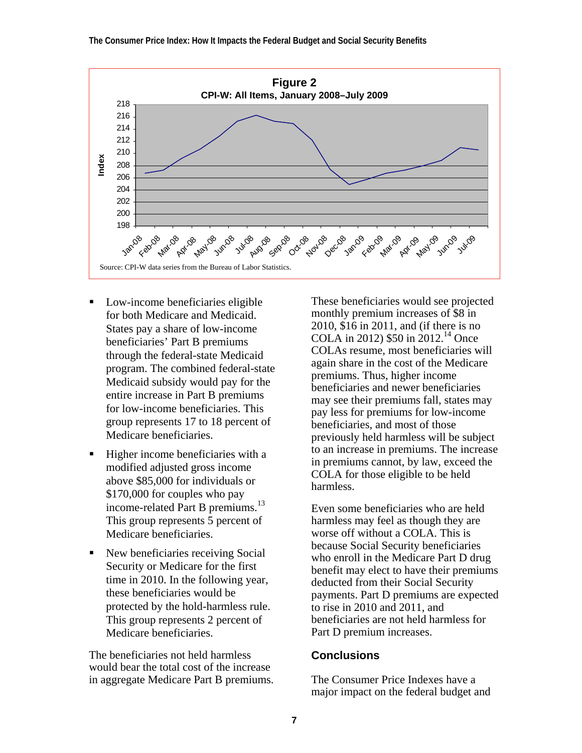**Figure 2**

**CPI-W: All Items, January 2008–July 2009**

Source: CPI-W data series from the Bureau of Labor Statistics.

- Low-income beneficiaries eligible for both Medicare and Medicaid. States pay a share of low-income beneficiaries' Part B premiums through the federal-state Medicaid program. The combined federal-state Medicaid subsidy would pay for the entire increase in Part B premiums for low-income beneficiaries. This group represents 17 to 18 percent of Medicare beneficiaries.
- Higher income beneficiaries with a modified adjusted gross income above $85,000 for individuals or $170,000 for couples who pay income-related Part B premiums.[13] This group represents 5 percent of Medicare beneficiaries.
- New beneficiaries receiving Social Security or Medicare for the first time in 2010. In the following year, these beneficiaries would be protected by the hold-harmless rule. This group represents 2 percent of Medicare beneficiaries.

The beneficiaries not held harmless would bear the total cost of the increase in aggregate Medicare Part B premiums. These beneficiaries would see projected monthly premium increases of $8 in 2010, $16 in 2011, and (if there is no COLA in 2012) $50 in 2012.[14] Once COLAs resume, most beneficiaries will again share in the cost of the Medicare premiums. Thus, higher income beneficiaries and newer beneficiaries may see their premiums fall, states may pay less for premiums for low-income beneficiaries, and most of those previously held harmless will be subject to an increase in premiums. The increase in premiums cannot, by law, exceed the COLA for those eligible to be held harmless.

Even some beneficiaries who are held harmless may feel as though they are worse off without a COLA. This is because Social Security beneficiaries who enroll in the Medicare Part D drug benefit may elect to have their premiums deducted from their Social Security payments. Part D premiums are expected to rise in 2010 and 2011, and beneficiaries are not held harmless for Part D premium increases.

## Conclusions

The Consumer Price Indexes have a major impact on the federal budget and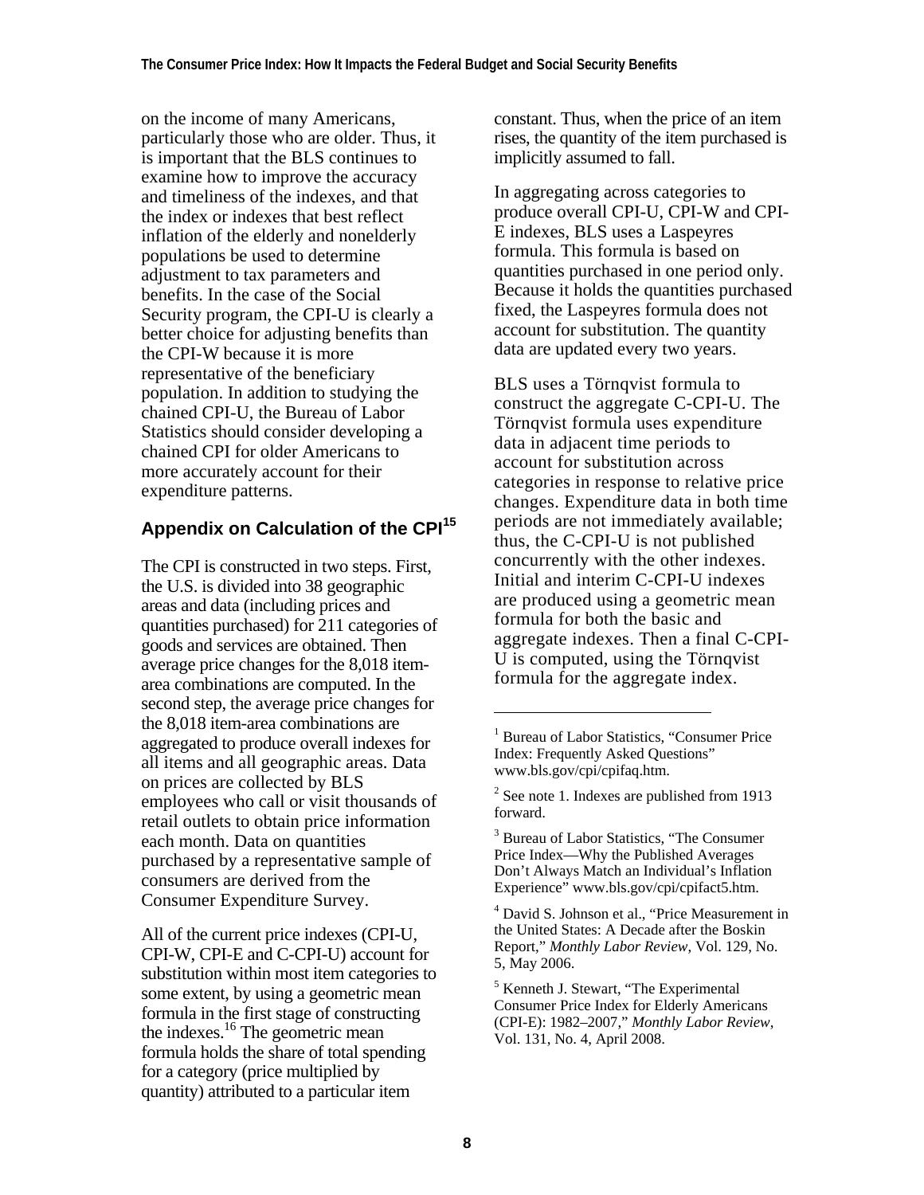on the income of many Americans, particularly those who are older. Thus, it is important that the BLS continues to examine how to improve the accuracy and timeliness of the indexes, and that the index or indexes that best reflect inflation of the elderly and nonelderly populations be used to determine adjustment to tax parameters and benefits. In the case of the Social Security program, the CPI-U is clearly a better choice for adjusting benefits than the CPI-W because it is more representative of the beneficiary population. In addition to studying the chained CPI-U, the Bureau of Labor Statistics should consider developing a chained CPI for older Americans to more accurately account for their expenditure patterns.

## Appendix on Calculation of the CPI[15]

The CPI is constructed in two steps. First, the U.S. is divided into 38 geographic areas and data (including prices and quantities purchased) for 211 categories of goods and services are obtained. Then average price changes for the 8,018 item-area combinations are computed. In the second step, the average price changes for the 8,018 item-area combinations are aggregated to produce overall indexes for all items and all geographic areas. Data on prices are collected by BLS employees who call or visit thousands of retail outlets to obtain price information each month. Data on quantities purchased by a representative sample of consumers are derived from the Consumer Expenditure Survey.

All of the current price indexes (CPI-U, CPI-W, CPI-E and C-CPI-U) account for substitution within most item categories to some extent, by using a geometric mean formula in the first stage of constructing the indexes.[16] The geometric mean formula holds the share of total spending for a category (price multiplied by quantity) attributed to a particular item constant. Thus, when the price of an item rises, the quantity of the item purchased is implicitly assumed to fall.

In aggregating across categories to produce overall CPI-U, CPI-W and CPI-E indexes, BLS uses a Laspeyres formula. This formula is based on quantities purchased in one period only. Because it holds the quantities purchased fixed, the Laspeyres formula does not account for substitution. The quantity data are updated every two years.

BLS uses a Törnqvist formula to construct the aggregate C-CPI-U. The Törnqvist formula uses expenditure data in adjacent time periods to account for substitution across categories in response to relative price changes. Expenditure data in both time periods are not immediately available; thus, the C-CPI-U is not published concurrently with the other indexes. Initial and interim C-CPI-U indexes are produced using a geometric mean formula for both the basic and aggregate indexes. Then a final C-CPI-U is computed, using the Törnqvist formula for the aggregate index.

---

[1] Bureau of Labor Statistics, "Consumer Price Index: Frequently Asked Questions" www.bls.gov/cpi/cpifaq.htm.

[2] See note 1. Indexes are published from 1913 forward.

[3] Bureau of Labor Statistics, "The Consumer Price Index—Why the Published Averages Don't Always Match an Individual's Inflation Experience" www.bls.gov/cpi/cpifact5.htm.

[4] David S. Johnson et al., "Price Measurement in the United States: A Decade after the Boskin Report," *Monthly Labor Review*, Vol. 129, No. 5, May 2006.

[5] Kenneth J. Stewart, "The Experimental Consumer Price Index for Elderly Americans (CPI-E): 1982–2007," *Monthly Labor Review*, Vol. 131, No. 4, April 2008.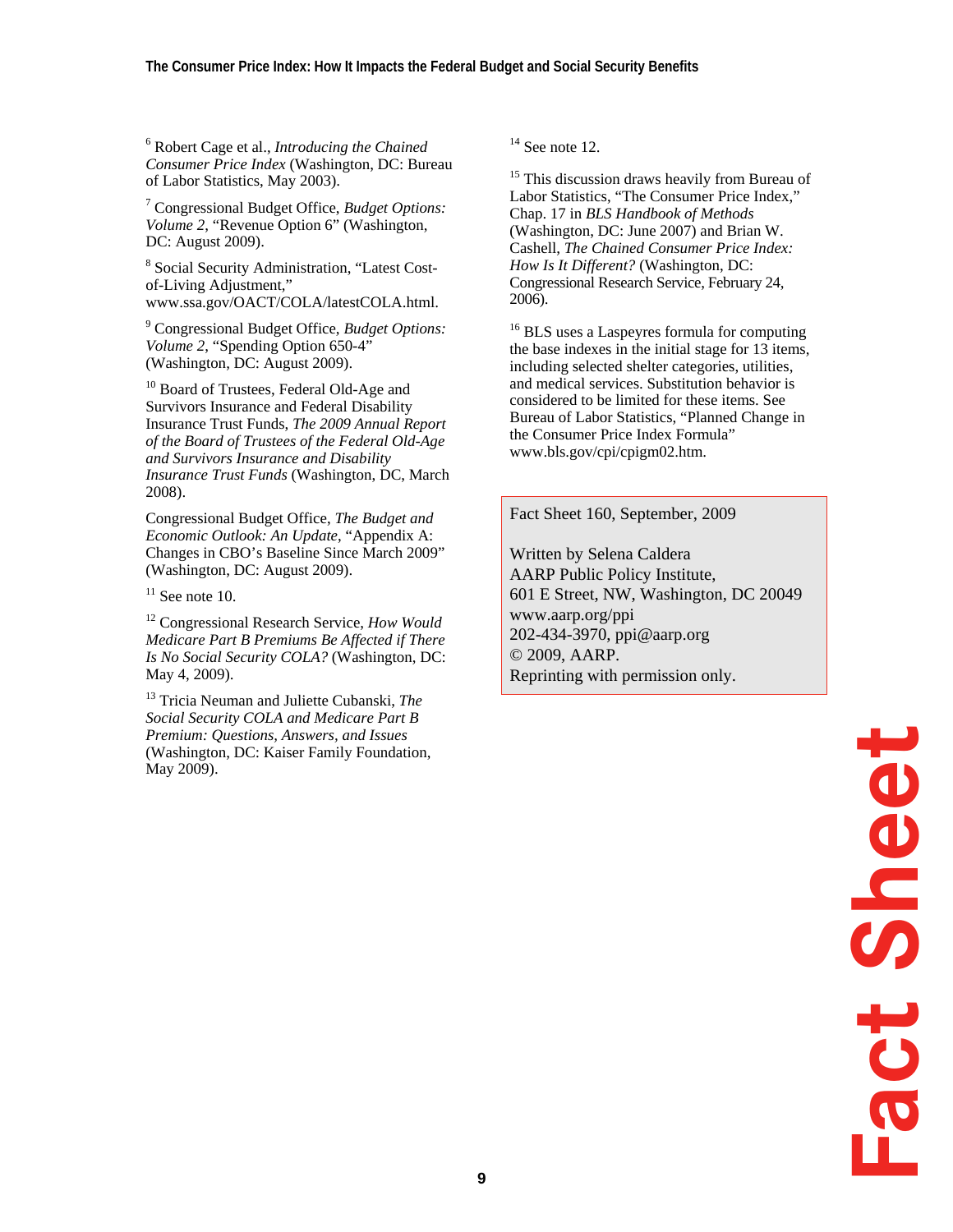[6] Robert Cage et al., *Introducing the Chained Consumer Price Index* (Washington, DC: Bureau of Labor Statistics, May 2003).

[7] Congressional Budget Office, *Budget Options: Volume 2*, "Revenue Option 6" (Washington, DC: August 2009).

[8] Social Security Administration, "Latest Cost-of-Living Adjustment," www.ssa.gov/OACT/COLA/latestCOLA.html.

[9] Congressional Budget Office, *Budget Options: Volume 2*, "Spending Option 650-4" (Washington, DC: August 2009).

[10] Board of Trustees, Federal Old-Age and Survivors Insurance and Federal Disability Insurance Trust Funds, *The 2009 Annual Report of the Board of Trustees of the Federal Old-Age and Survivors Insurance and Disability Insurance Trust Funds* (Washington, DC, March 2008).

Congressional Budget Office, *The Budget and Economic Outlook: An Update*, "Appendix A: Changes in CBO's Baseline Since March 2009" (Washington, DC: August 2009).

[11] See note 10.

[12] Congressional Research Service, *How Would Medicare Part B Premiums Be Affected if There Is No Social Security COLA?* (Washington, DC: May 4, 2009).

[13] Tricia Neuman and Juliette Cubanski, *The Social Security COLA and Medicare Part B Premium: Questions, Answers, and Issues* (Washington, DC: Kaiser Family Foundation, May 2009).

[14] See note 12.

[15] This discussion draws heavily from Bureau of Labor Statistics, "The Consumer Price Index," Chap. 17 in *BLS Handbook of Methods* (Washington, DC: June 2007) and Brian W. Cashell, *The Chained Consumer Price Index: How Is It Different?* (Washington, DC: Congressional Research Service, February 24, 2006).

[16] BLS uses a Laspeyres formula for computing the base indexes in the initial stage for 13 items, including selected shelter categories, utilities, and medical services. Substitution behavior is considered to be limited for these items. See Bureau of Labor Statistics, "Planned Change in the Consumer Price Index Formula" www.bls.gov/cpi/cpigm02.htm.

Fact Sheet 160, September, 2009

Written by Selena Caldera
AARP Public Policy Institute,
601 E Street, NW, Washington, DC 20049
www.aarp.org/ppi
202-434-3970, ppi@aarp.org
© 2009, AARP.
Reprinting with permission only.

Fact Sheet